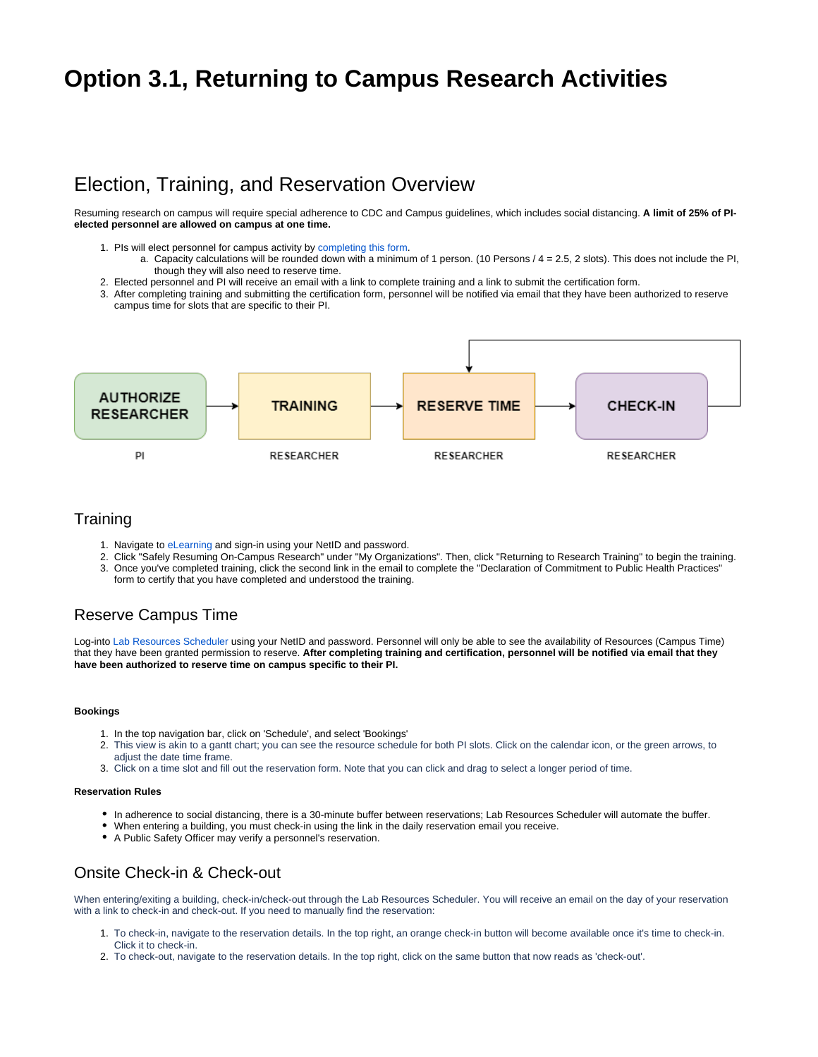# Option 3.1, Returning to Campus Research Activities

## Election, Training, and Reservation Overview

Resuming research on campus will require special adherence to CDC and Campus guidelines, which includes social distancing. **A limit of 25% of PI-elected personnel are allowed on campus at one time.**

1. PIs will elect personnel for campus activity by completing this form.
   a. Capacity calculations will be rounded down with a minimum of 1 person. (10 Persons / 4 = 2.5, 2 slots). This does not include the PI, though they will also need to reserve time.
2. Elected personnel and PI will receive an email with a link to complete training and a link to submit the certification form.
3. After completing training and submitting the certification form, personnel will be notified via email that they have been authorized to reserve campus time for slots that are specific to their PI.

AUTHORIZE RESEARCHER (PI) → TRAINING (RESEARCHER) → RESERVE TIME (RESEARCHER) → CHECK-IN (RESEARCHER) → back to RESERVE TIME

## Training

1. Navigate to eLearning and sign-in using your NetID and password.
2. Click "Safely Resuming On-Campus Research" under "My Organizations". Then, click "Returning to Research Training" to begin the training.
3. Once you've completed training, click the second link in the email to complete the "Declaration of Commitment to Public Health Practices" form to certify that you have completed and understood the training.

## Reserve Campus Time

Log-into Lab Resources Scheduler using your NetID and password. Personnel will only be able to see the availability of Resources (Campus Time) that they have been granted permission to reserve. **After completing training and certification, personnel will be notified via email that they have been authorized to reserve time on campus specific to their PI.**

#### Bookings

1. In the top navigation bar, click on 'Schedule', and select 'Bookings'
2. This view is akin to a gantt chart; you can see the resource schedule for both PI slots. Click on the calendar icon, or the green arrows, to adjust the date time frame.
3. Click on a time slot and fill out the reservation form. Note that you can click and drag to select a longer period of time.

#### Reservation Rules

- In adherence to social distancing, there is a 30-minute buffer between reservations; Lab Resources Scheduler will automate the buffer.
- When entering a building, you must check-in using the link in the daily reservation email you receive.
- A Public Safety Officer may verify a personnel's reservation.

## Onsite Check-in & Check-out

When entering/exiting a building, check-in/check-out through the Lab Resources Scheduler. You will receive an email on the day of your reservation with a link to check-in and check-out. If you need to manually find the reservation:

1. To check-in, navigate to the reservation details. In the top right, an orange check-in button will become available once it's time to check-in. Click it to check-in.
2. To check-out, navigate to the reservation details. In the top right, click on the same button that now reads as 'check-out'.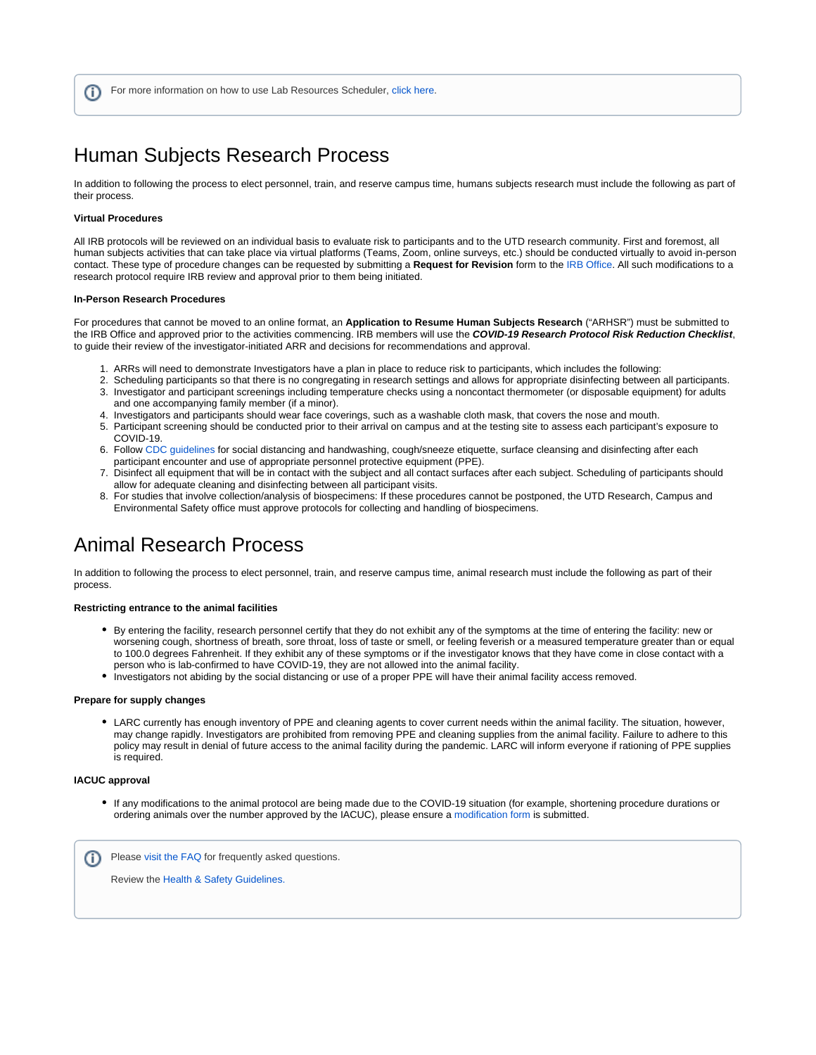For more information on how to use Lab Resources Scheduler, click here.

# Human Subjects Research Process

In addition to following the process to elect personnel, train, and reserve campus time, humans subjects research must include the following as part of their process.

**Virtual Procedures**

All IRB protocols will be reviewed on an individual basis to evaluate risk to participants and to the UTD research community. First and foremost, all human subjects activities that can take place via virtual platforms (Teams, Zoom, online surveys, etc.) should be conducted virtually to avoid in-person contact. These type of procedure changes can be requested by submitting a **Request for Revision** form to the IRB Office. All such modifications to a research protocol require IRB review and approval prior to them being initiated.

**In-Person Research Procedures**

For procedures that cannot be moved to an online format, an **Application to Resume Human Subjects Research** ("ARHSR") must be submitted to the IRB Office and approved prior to the activities commencing. IRB members will use the ***COVID-19 Research Protocol Risk Reduction Checklist***, to guide their review of the investigator-initiated ARR and decisions for recommendations and approval.

1. ARRs will need to demonstrate Investigators have a plan in place to reduce risk to participants, which includes the following:
2. Scheduling participants so that there is no congregating in research settings and allows for appropriate disinfecting between all participants.
3. Investigator and participant screenings including temperature checks using a noncontact thermometer (or disposable equipment) for adults and one accompanying family member (if a minor).
4. Investigators and participants should wear face coverings, such as a washable cloth mask, that covers the nose and mouth.
5. Participant screening should be conducted prior to their arrival on campus and at the testing site to assess each participant's exposure to COVID-19.
6. Follow CDC guidelines for social distancing and handwashing, cough/sneeze etiquette, surface cleansing and disinfecting after each participant encounter and use of appropriate personnel protective equipment (PPE).
7. Disinfect all equipment that will be in contact with the subject and all contact surfaces after each subject. Scheduling of participants should allow for adequate cleaning and disinfecting between all participant visits.
8. For studies that involve collection/analysis of biospecimens: If these procedures cannot be postponed, the UTD Research, Campus and Environmental Safety office must approve protocols for collecting and handling of biospecimens.

# Animal Research Process

In addition to following the process to elect personnel, train, and reserve campus time, animal research must include the following as part of their process.

**Restricting entrance to the animal facilities**

- By entering the facility, research personnel certify that they do not exhibit any of the symptoms at the time of entering the facility: new or worsening cough, shortness of breath, sore throat, loss of taste or smell, or feeling feverish or a measured temperature greater than or equal to 100.0 degrees Fahrenheit. If they exhibit any of these symptoms or if the investigator knows that they have come in close contact with a person who is lab-confirmed to have COVID-19, they are not allowed into the animal facility.
- Investigators not abiding by the social distancing or use of a proper PPE will have their animal facility access removed.

**Prepare for supply changes**

- LARC currently has enough inventory of PPE and cleaning agents to cover current needs within the animal facility. The situation, however, may change rapidly. Investigators are prohibited from removing PPE and cleaning supplies from the animal facility. Failure to adhere to this policy may result in denial of future access to the animal facility during the pandemic. LARC will inform everyone if rationing of PPE supplies is required.

**IACUC approval**

- If any modifications to the animal protocol are being made due to the COVID-19 situation (for example, shortening procedure durations or ordering animals over the number approved by the IACUC), please ensure a modification form is submitted.

Please visit the FAQ for frequently asked questions.

Review the Health & Safety Guidelines.